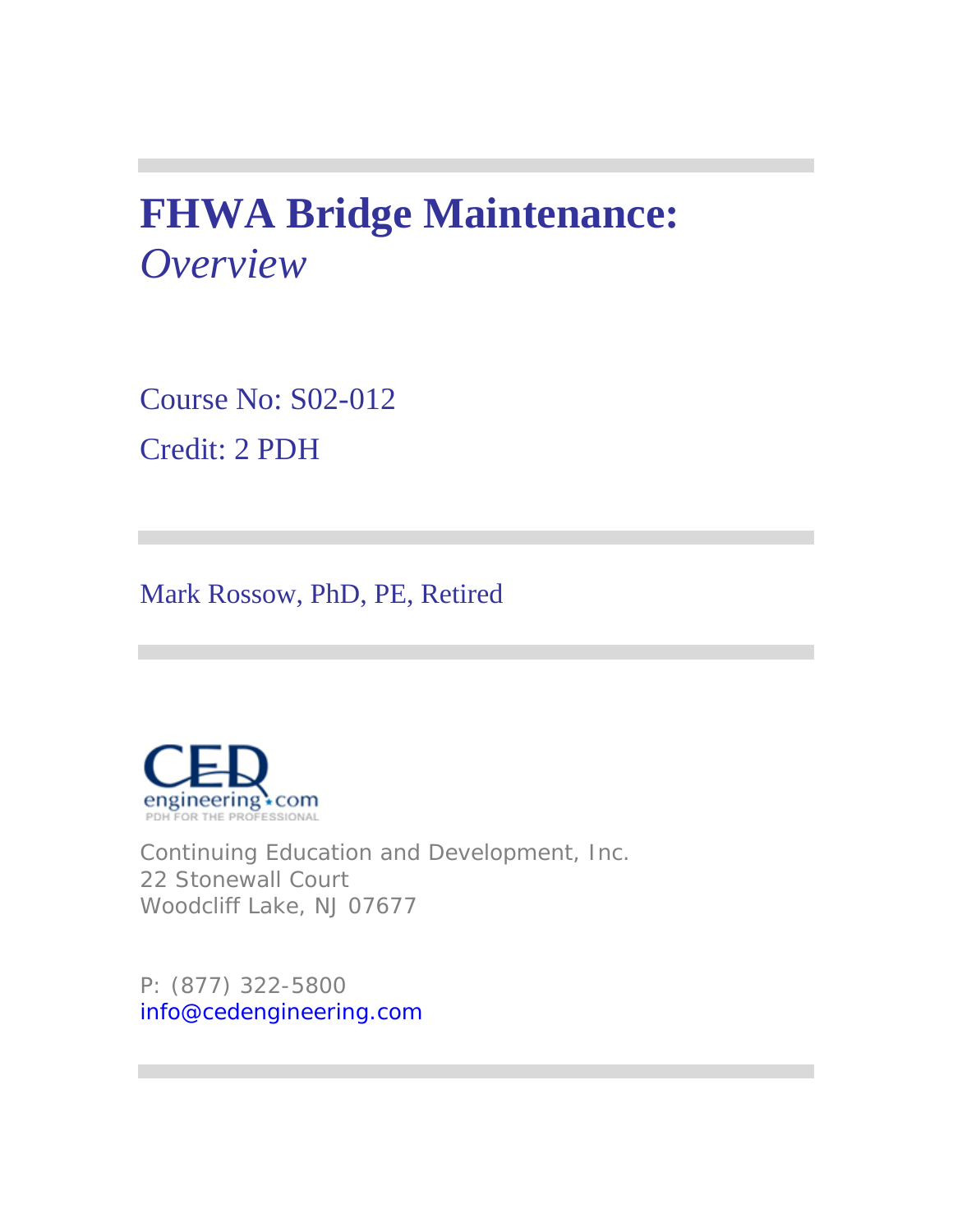# FHWA Bridge Maintenance: *Overview*

Course No: S02-012

Credit: 2 PDH

Mark Rossow, PhD, PE, Retired

Continuing Education and Development, Inc.
22 Stonewall Court
Woodcliff Lake, NJ 07677

P: (877) 322-5800
info@cedengineering.com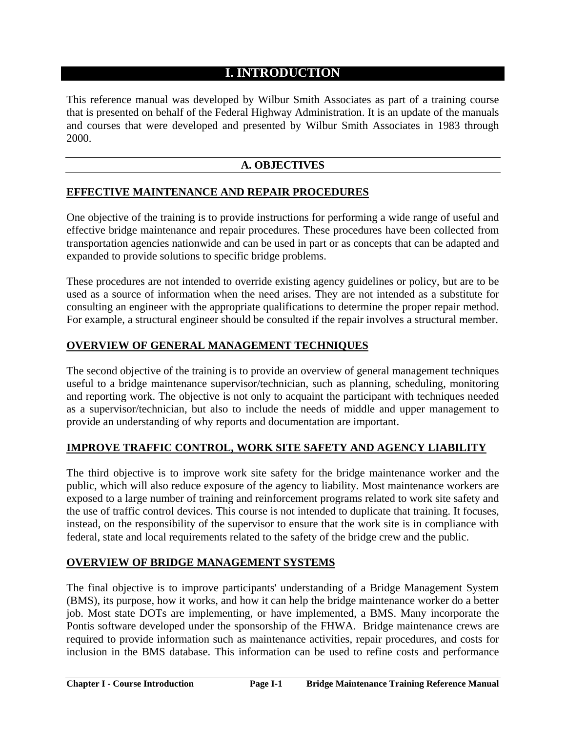# I. INTRODUCTION

This reference manual was developed by Wilbur Smith Associates as part of a training course that is presented on behalf of the Federal Highway Administration. It is an update of the manuals and courses that were developed and presented by Wilbur Smith Associates in 1983 through 2000.

## A. OBJECTIVES

### EFFECTIVE MAINTENANCE AND REPAIR PROCEDURES

One objective of the training is to provide instructions for performing a wide range of useful and effective bridge maintenance and repair procedures. These procedures have been collected from transportation agencies nationwide and can be used in part or as concepts that can be adapted and expanded to provide solutions to specific bridge problems.

These procedures are not intended to override existing agency guidelines or policy, but are to be used as a source of information when the need arises. They are not intended as a substitute for consulting an engineer with the appropriate qualifications to determine the proper repair method. For example, a structural engineer should be consulted if the repair involves a structural member.

### OVERVIEW OF GENERAL MANAGEMENT TECHNIQUES

The second objective of the training is to provide an overview of general management techniques useful to a bridge maintenance supervisor/technician, such as planning, scheduling, monitoring and reporting work. The objective is not only to acquaint the participant with techniques needed as a supervisor/technician, but also to include the needs of middle and upper management to provide an understanding of why reports and documentation are important.

### IMPROVE TRAFFIC CONTROL, WORK SITE SAFETY AND AGENCY LIABILITY

The third objective is to improve work site safety for the bridge maintenance worker and the public, which will also reduce exposure of the agency to liability. Most maintenance workers are exposed to a large number of training and reinforcement programs related to work site safety and the use of traffic control devices. This course is not intended to duplicate that training. It focuses, instead, on the responsibility of the supervisor to ensure that the work site is in compliance with federal, state and local requirements related to the safety of the bridge crew and the public.

### OVERVIEW OF BRIDGE MANAGEMENT SYSTEMS

The final objective is to improve participants' understanding of a Bridge Management System (BMS), its purpose, how it works, and how it can help the bridge maintenance worker do a better job. Most state DOTs are implementing, or have implemented, a BMS. Many incorporate the Pontis software developed under the sponsorship of the FHWA. Bridge maintenance crews are required to provide information such as maintenance activities, repair procedures, and costs for inclusion in the BMS database. This information can be used to refine costs and performance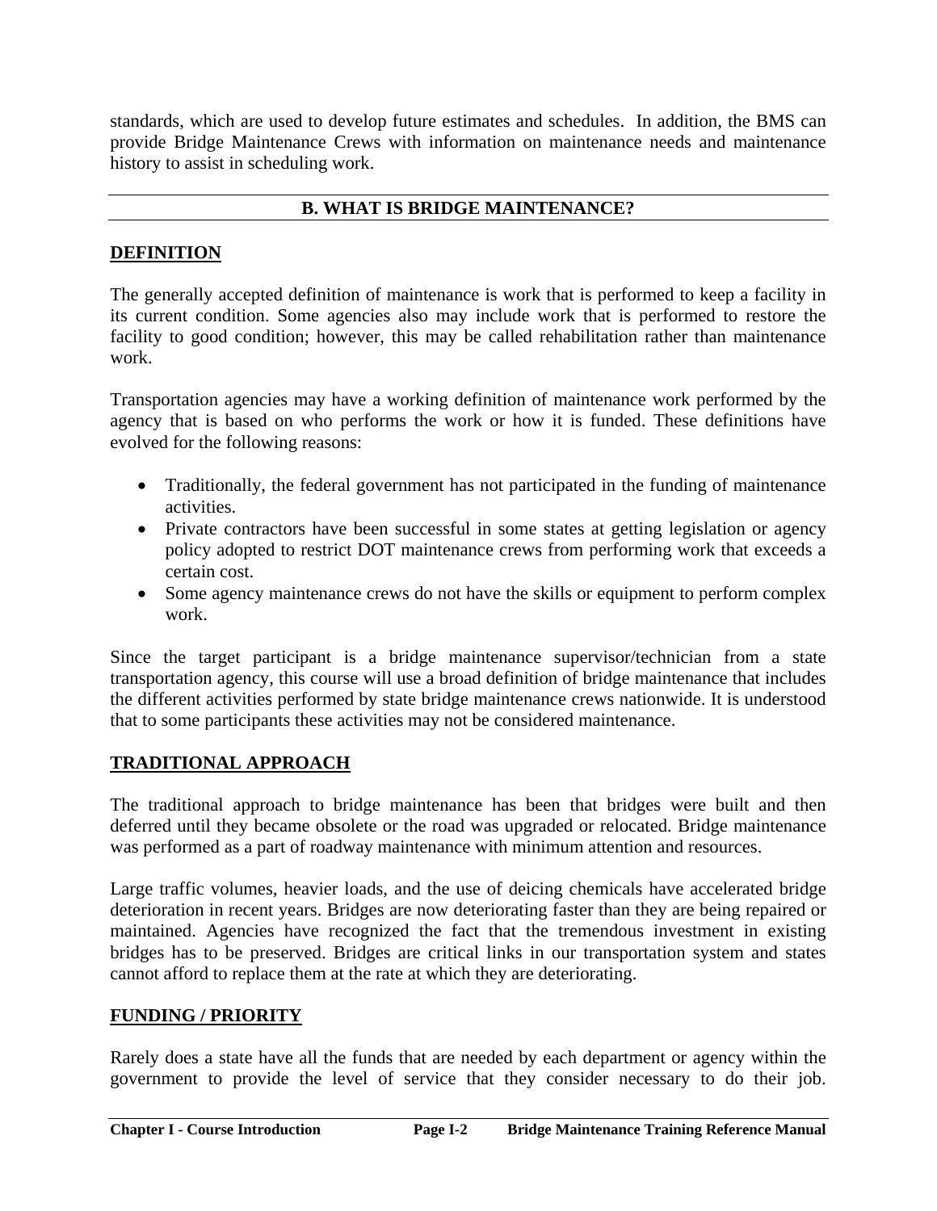standards, which are used to develop future estimates and schedules. In addition, the BMS can provide Bridge Maintenance Crews with information on maintenance needs and maintenance history to assist in scheduling work.

## B. WHAT IS BRIDGE MAINTENANCE?

### DEFINITION

The generally accepted definition of maintenance is work that is performed to keep a facility in its current condition. Some agencies also may include work that is performed to restore the facility to good condition; however, this may be called rehabilitation rather than maintenance work.

Transportation agencies may have a working definition of maintenance work performed by the agency that is based on who performs the work or how it is funded. These definitions have evolved for the following reasons:

- Traditionally, the federal government has not participated in the funding of maintenance activities.
- Private contractors have been successful in some states at getting legislation or agency policy adopted to restrict DOT maintenance crews from performing work that exceeds a certain cost.
- Some agency maintenance crews do not have the skills or equipment to perform complex work.

Since the target participant is a bridge maintenance supervisor/technician from a state transportation agency, this course will use a broad definition of bridge maintenance that includes the different activities performed by state bridge maintenance crews nationwide. It is understood that to some participants these activities may not be considered maintenance.

### TRADITIONAL APPROACH

The traditional approach to bridge maintenance has been that bridges were built and then deferred until they became obsolete or the road was upgraded or relocated. Bridge maintenance was performed as a part of roadway maintenance with minimum attention and resources.

Large traffic volumes, heavier loads, and the use of deicing chemicals have accelerated bridge deterioration in recent years. Bridges are now deteriorating faster than they are being repaired or maintained. Agencies have recognized the fact that the tremendous investment in existing bridges has to be preserved. Bridges are critical links in our transportation system and states cannot afford to replace them at the rate at which they are deteriorating.

### FUNDING / PRIORITY

Rarely does a state have all the funds that are needed by each department or agency within the government to provide the level of service that they consider necessary to do their job.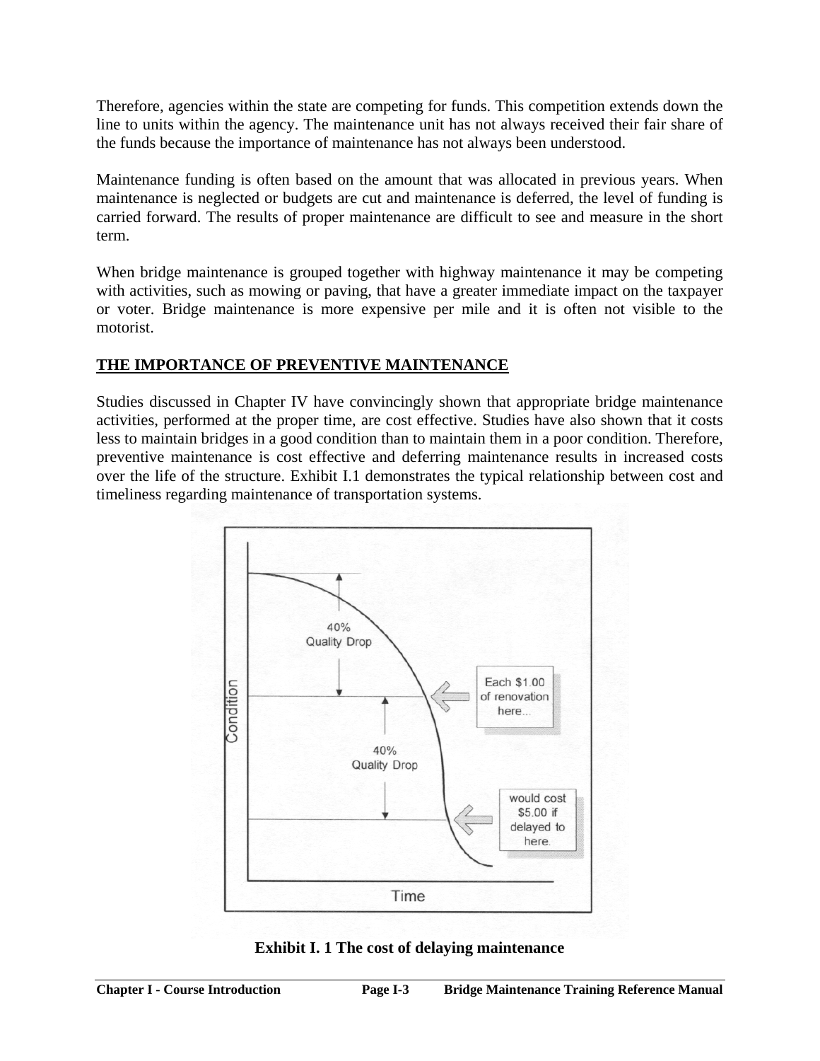Therefore, agencies within the state are competing for funds. This competition extends down the line to units within the agency. The maintenance unit has not always received their fair share of the funds because the importance of maintenance has not always been understood.

Maintenance funding is often based on the amount that was allocated in previous years. When maintenance is neglected or budgets are cut and maintenance is deferred, the level of funding is carried forward. The results of proper maintenance are difficult to see and measure in the short term.

When bridge maintenance is grouped together with highway maintenance it may be competing with activities, such as mowing or paving, that have a greater immediate impact on the taxpayer or voter. Bridge maintenance is more expensive per mile and it is often not visible to the motorist.

## THE IMPORTANCE OF PREVENTIVE MAINTENANCE

Studies discussed in Chapter IV have convincingly shown that appropriate bridge maintenance activities, performed at the proper time, are cost effective. Studies have also shown that it costs less to maintain bridges in a good condition than to maintain them in a poor condition. Therefore, preventive maintenance is cost effective and deferring maintenance results in increased costs over the life of the structure. Exhibit I.1 demonstrates the typical relationship between cost and timeliness regarding maintenance of transportation systems.

**Exhibit I. 1 The cost of delaying maintenance**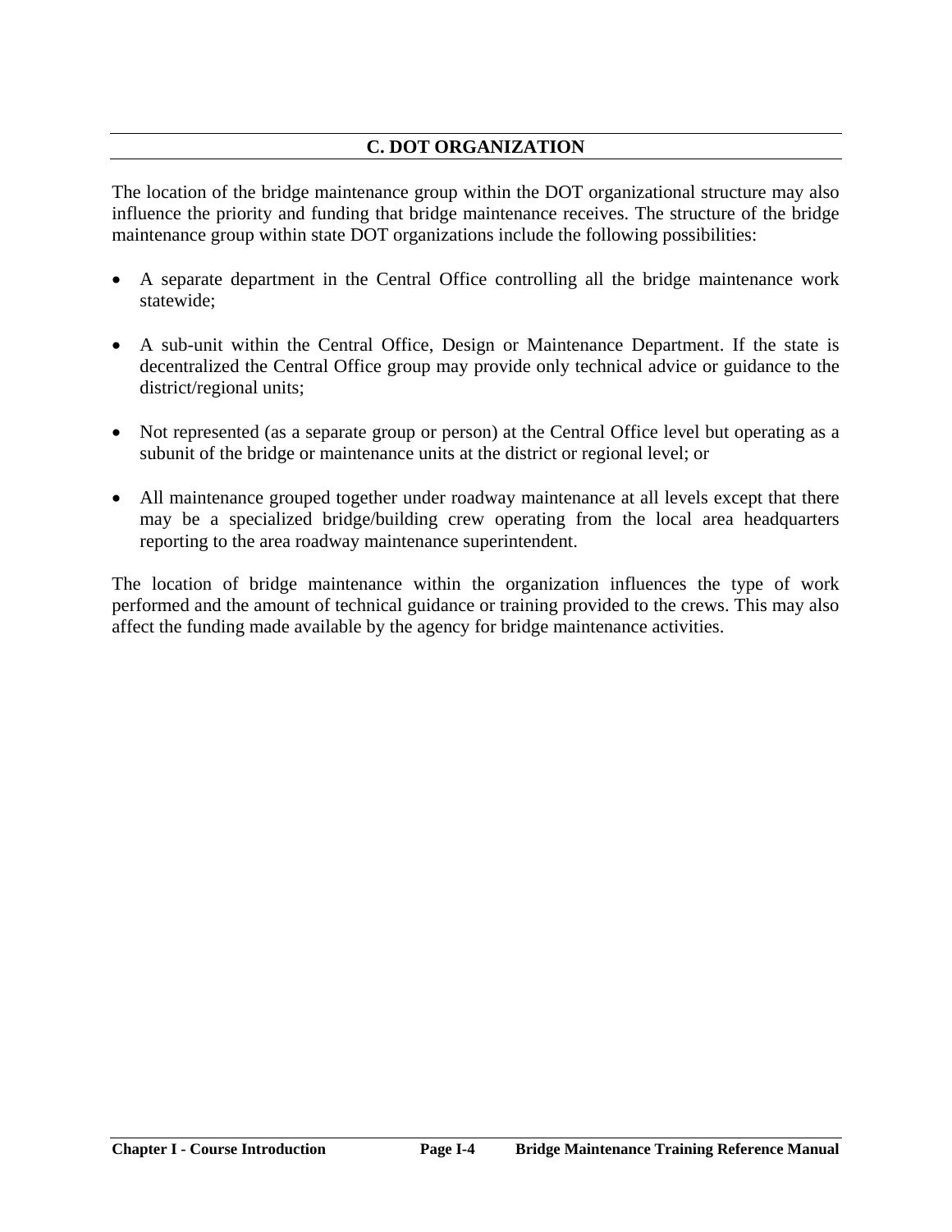## C. DOT ORGANIZATION

The location of the bridge maintenance group within the DOT organizational structure may also influence the priority and funding that bridge maintenance receives. The structure of the bridge maintenance group within state DOT organizations include the following possibilities:

- A separate department in the Central Office controlling all the bridge maintenance work statewide;
- A sub-unit within the Central Office, Design or Maintenance Department. If the state is decentralized the Central Office group may provide only technical advice or guidance to the district/regional units;
- Not represented (as a separate group or person) at the Central Office level but operating as a subunit of the bridge or maintenance units at the district or regional level; or
- All maintenance grouped together under roadway maintenance at all levels except that there may be a specialized bridge/building crew operating from the local area headquarters reporting to the area roadway maintenance superintendent.

The location of bridge maintenance within the organization influences the type of work performed and the amount of technical guidance or training provided to the crews. This may also affect the funding made available by the agency for bridge maintenance activities.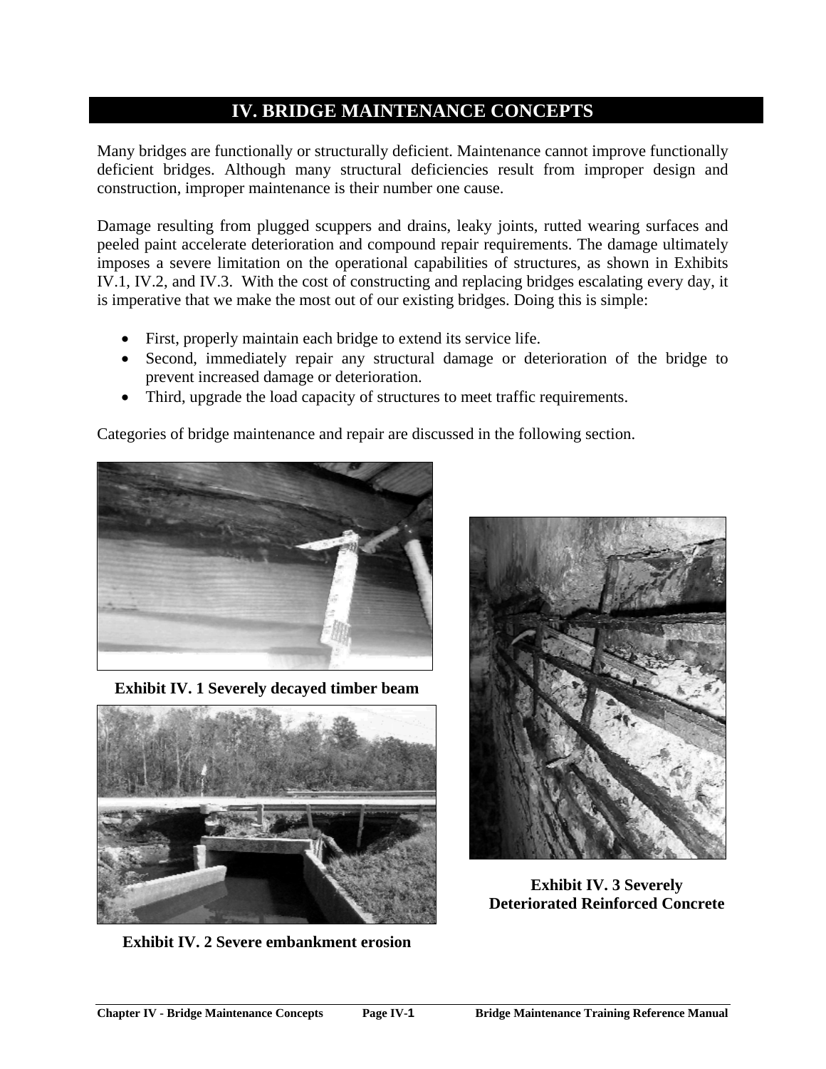# IV. BRIDGE MAINTENANCE CONCEPTS

Many bridges are functionally or structurally deficient. Maintenance cannot improve functionally deficient bridges. Although many structural deficiencies result from improper design and construction, improper maintenance is their number one cause.

Damage resulting from plugged scuppers and drains, leaky joints, rutted wearing surfaces and peeled paint accelerate deterioration and compound repair requirements. The damage ultimately imposes a severe limitation on the operational capabilities of structures, as shown in Exhibits IV.1, IV.2, and IV.3. With the cost of constructing and replacing bridges escalating every day, it is imperative that we make the most out of our existing bridges. Doing this is simple:

- First, properly maintain each bridge to extend its service life.
- Second, immediately repair any structural damage or deterioration of the bridge to prevent increased damage or deterioration.
- Third, upgrade the load capacity of structures to meet traffic requirements.

Categories of bridge maintenance and repair are discussed in the following section.

**Exhibit IV. 1 Severely decayed timber beam**

**Exhibit IV. 2 Severe embankment erosion**

**Exhibit IV. 3 Severely Deteriorated Reinforced Concrete**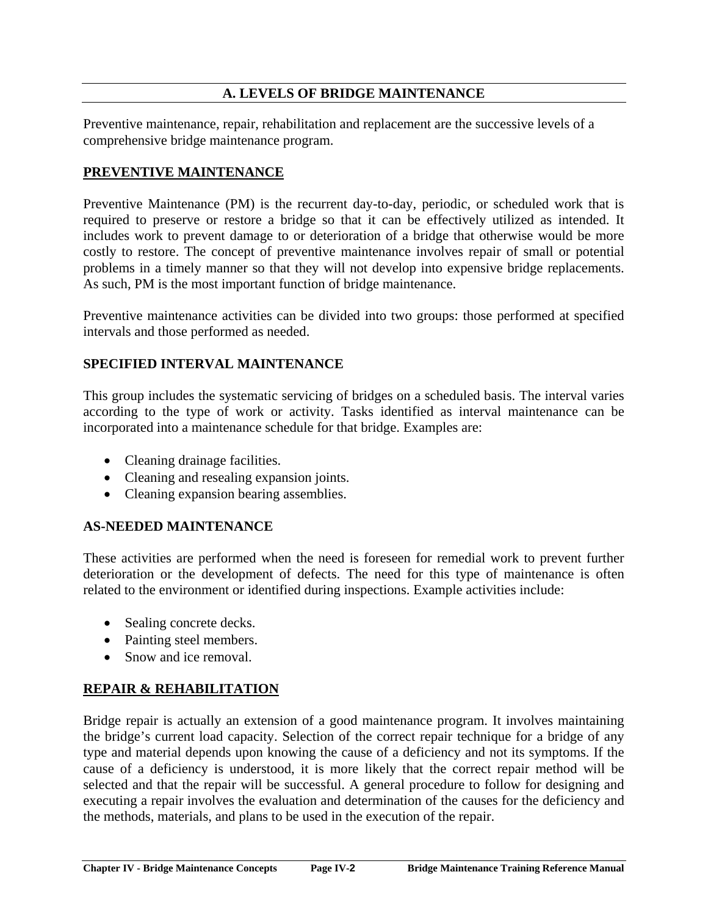## A. LEVELS OF BRIDGE MAINTENANCE

Preventive maintenance, repair, rehabilitation and replacement are the successive levels of a comprehensive bridge maintenance program.

### PREVENTIVE MAINTENANCE

Preventive Maintenance (PM) is the recurrent day-to-day, periodic, or scheduled work that is required to preserve or restore a bridge so that it can be effectively utilized as intended. It includes work to prevent damage to or deterioration of a bridge that otherwise would be more costly to restore. The concept of preventive maintenance involves repair of small or potential problems in a timely manner so that they will not develop into expensive bridge replacements. As such, PM is the most important function of bridge maintenance.

Preventive maintenance activities can be divided into two groups: those performed at specified intervals and those performed as needed.

#### SPECIFIED INTERVAL MAINTENANCE

This group includes the systematic servicing of bridges on a scheduled basis. The interval varies according to the type of work or activity. Tasks identified as interval maintenance can be incorporated into a maintenance schedule for that bridge. Examples are:

- Cleaning drainage facilities.
- Cleaning and resealing expansion joints.
- Cleaning expansion bearing assemblies.

#### AS-NEEDED MAINTENANCE

These activities are performed when the need is foreseen for remedial work to prevent further deterioration or the development of defects. The need for this type of maintenance is often related to the environment or identified during inspections. Example activities include:

- Sealing concrete decks.
- Painting steel members.
- Snow and ice removal.

### REPAIR & REHABILITATION

Bridge repair is actually an extension of a good maintenance program. It involves maintaining the bridge's current load capacity. Selection of the correct repair technique for a bridge of any type and material depends upon knowing the cause of a deficiency and not its symptoms. If the cause of a deficiency is understood, it is more likely that the correct repair method will be selected and that the repair will be successful. A general procedure to follow for designing and executing a repair involves the evaluation and determination of the causes for the deficiency and the methods, materials, and plans to be used in the execution of the repair.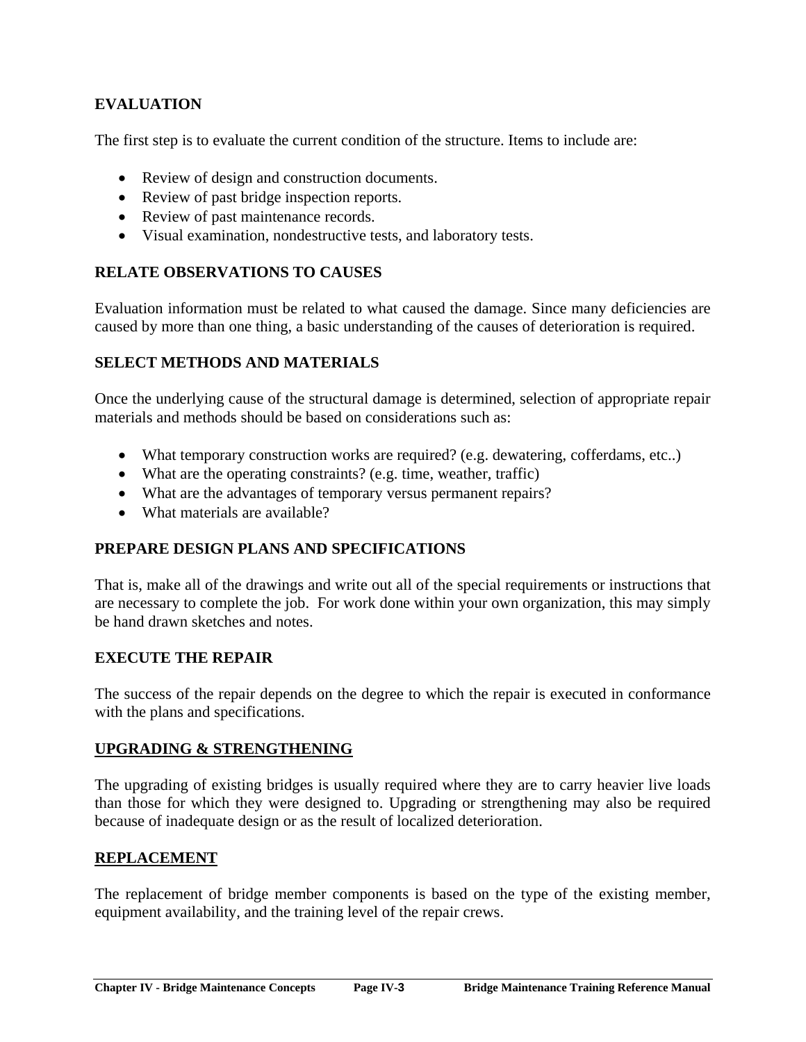### EVALUATION

The first step is to evaluate the current condition of the structure. Items to include are:

- Review of design and construction documents.
- Review of past bridge inspection reports.
- Review of past maintenance records.
- Visual examination, nondestructive tests, and laboratory tests.

### RELATE OBSERVATIONS TO CAUSES

Evaluation information must be related to what caused the damage. Since many deficiencies are caused by more than one thing, a basic understanding of the causes of deterioration is required.

### SELECT METHODS AND MATERIALS

Once the underlying cause of the structural damage is determined, selection of appropriate repair materials and methods should be based on considerations such as:

- What temporary construction works are required? (e.g. dewatering, cofferdams, etc..)
- What are the operating constraints? (e.g. time, weather, traffic)
- What are the advantages of temporary versus permanent repairs?
- What materials are available?

### PREPARE DESIGN PLANS AND SPECIFICATIONS

That is, make all of the drawings and write out all of the special requirements or instructions that are necessary to complete the job. For work done within your own organization, this may simply be hand drawn sketches and notes.

### EXECUTE THE REPAIR

The success of the repair depends on the degree to which the repair is executed in conformance with the plans and specifications.

## UPGRADING & STRENGTHENING

The upgrading of existing bridges is usually required where they are to carry heavier live loads than those for which they were designed to. Upgrading or strengthening may also be required because of inadequate design or as the result of localized deterioration.

## REPLACEMENT

The replacement of bridge member components is based on the type of the existing member, equipment availability, and the training level of the repair crews.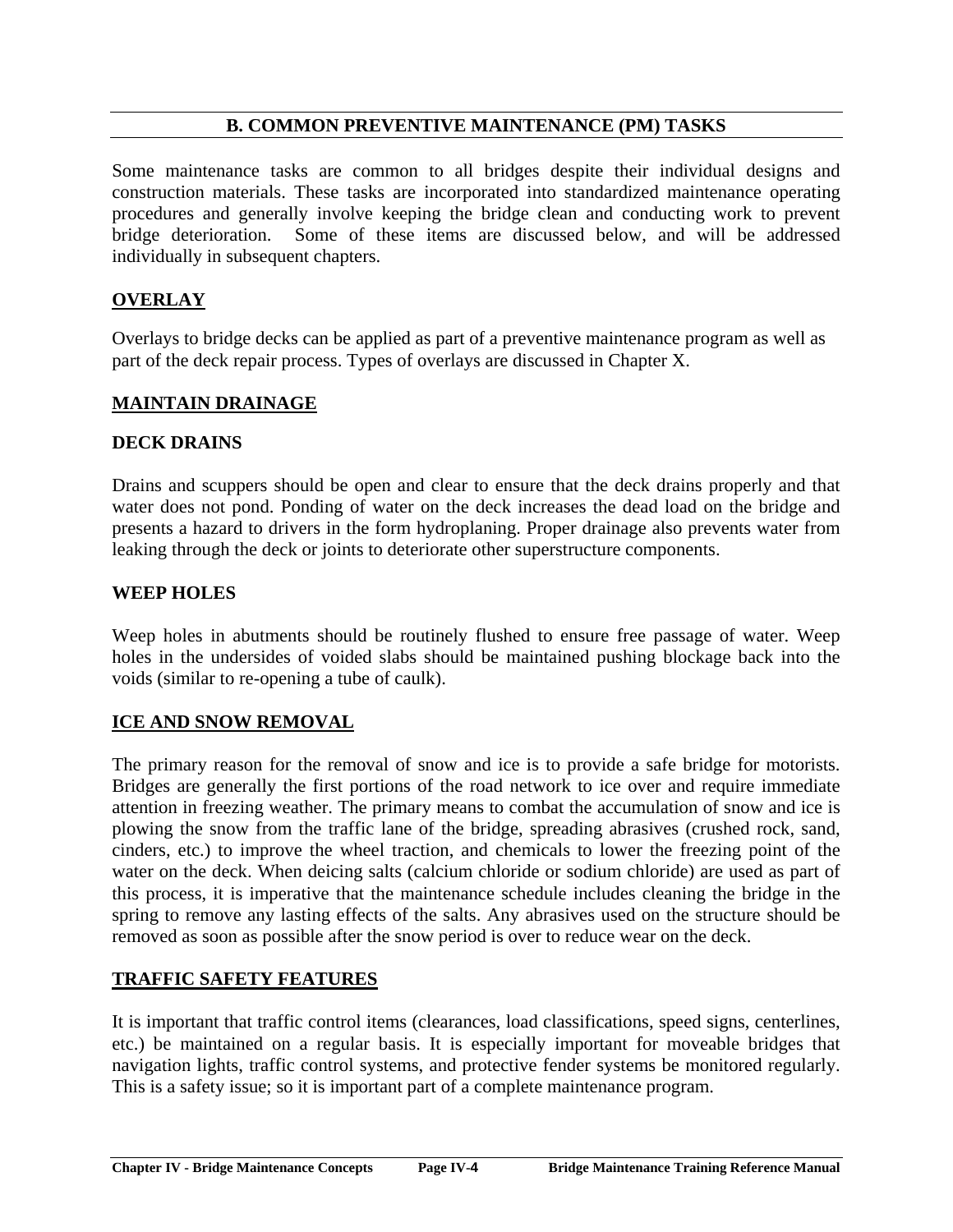## B. COMMON PREVENTIVE MAINTENANCE (PM) TASKS

Some maintenance tasks are common to all bridges despite their individual designs and construction materials. These tasks are incorporated into standardized maintenance operating procedures and generally involve keeping the bridge clean and conducting work to prevent bridge deterioration. Some of these items are discussed below, and will be addressed individually in subsequent chapters.

### OVERLAY

Overlays to bridge decks can be applied as part of a preventive maintenance program as well as part of the deck repair process. Types of overlays are discussed in Chapter X.

### MAINTAIN DRAINAGE

#### DECK DRAINS

Drains and scuppers should be open and clear to ensure that the deck drains properly and that water does not pond. Ponding of water on the deck increases the dead load on the bridge and presents a hazard to drivers in the form hydroplaning. Proper drainage also prevents water from leaking through the deck or joints to deteriorate other superstructure components.

#### WEEP HOLES

Weep holes in abutments should be routinely flushed to ensure free passage of water. Weep holes in the undersides of voided slabs should be maintained pushing blockage back into the voids (similar to re-opening a tube of caulk).

### ICE AND SNOW REMOVAL

The primary reason for the removal of snow and ice is to provide a safe bridge for motorists. Bridges are generally the first portions of the road network to ice over and require immediate attention in freezing weather. The primary means to combat the accumulation of snow and ice is plowing the snow from the traffic lane of the bridge, spreading abrasives (crushed rock, sand, cinders, etc.) to improve the wheel traction, and chemicals to lower the freezing point of the water on the deck. When deicing salts (calcium chloride or sodium chloride) are used as part of this process, it is imperative that the maintenance schedule includes cleaning the bridge in the spring to remove any lasting effects of the salts. Any abrasives used on the structure should be removed as soon as possible after the snow period is over to reduce wear on the deck.

### TRAFFIC SAFETY FEATURES

It is important that traffic control items (clearances, load classifications, speed signs, centerlines, etc.) be maintained on a regular basis. It is especially important for moveable bridges that navigation lights, traffic control systems, and protective fender systems be monitored regularly. This is a safety issue; so it is important part of a complete maintenance program.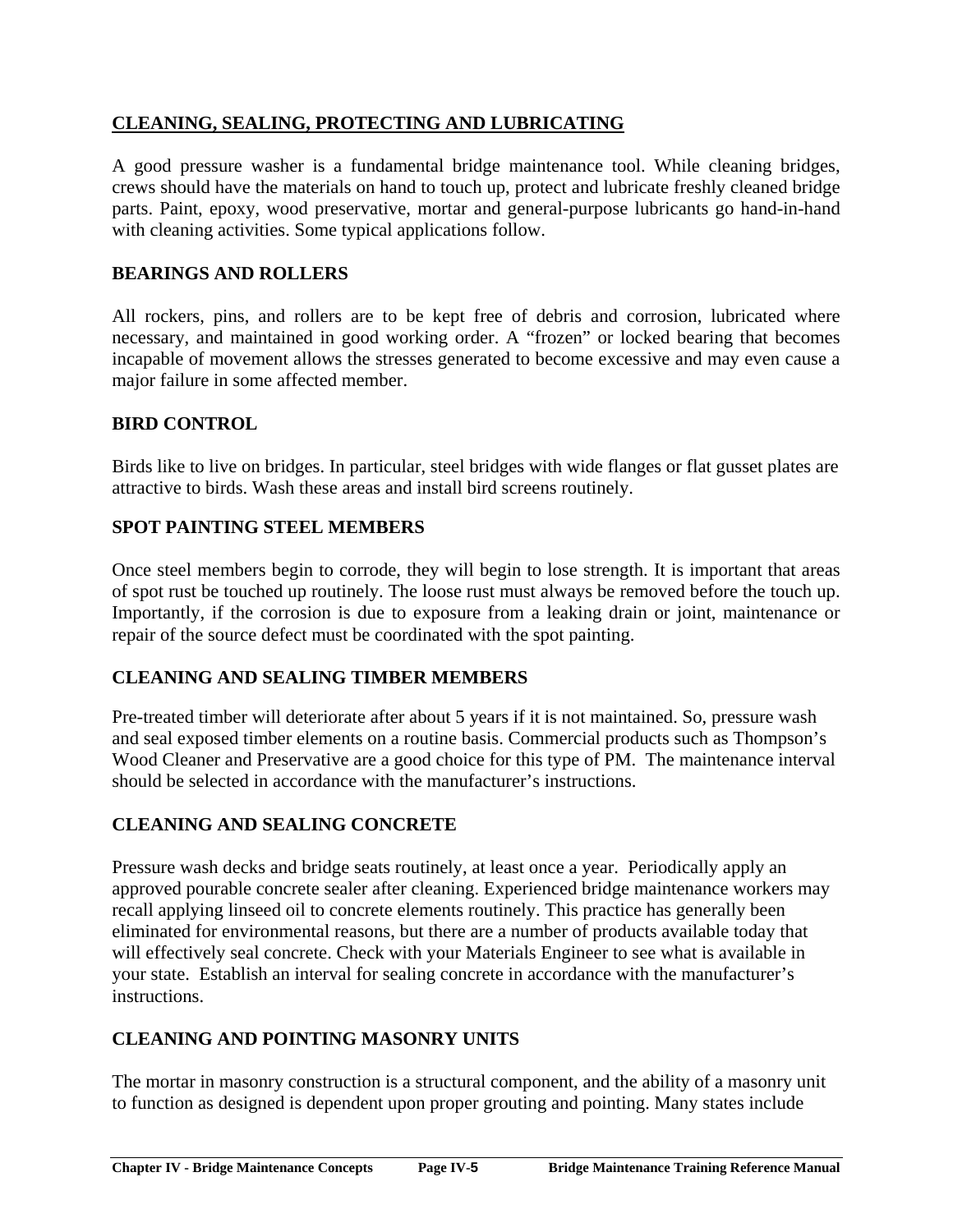## CLEANING, SEALING, PROTECTING AND LUBRICATING

A good pressure washer is a fundamental bridge maintenance tool. While cleaning bridges, crews should have the materials on hand to touch up, protect and lubricate freshly cleaned bridge parts. Paint, epoxy, wood preservative, mortar and general-purpose lubricants go hand-in-hand with cleaning activities. Some typical applications follow.

### BEARINGS AND ROLLERS

All rockers, pins, and rollers are to be kept free of debris and corrosion, lubricated where necessary, and maintained in good working order. A "frozen" or locked bearing that becomes incapable of movement allows the stresses generated to become excessive and may even cause a major failure in some affected member.

### BIRD CONTROL

Birds like to live on bridges. In particular, steel bridges with wide flanges or flat gusset plates are attractive to birds. Wash these areas and install bird screens routinely.

### SPOT PAINTING STEEL MEMBERS

Once steel members begin to corrode, they will begin to lose strength. It is important that areas of spot rust be touched up routinely. The loose rust must always be removed before the touch up. Importantly, if the corrosion is due to exposure from a leaking drain or joint, maintenance or repair of the source defect must be coordinated with the spot painting.

### CLEANING AND SEALING TIMBER MEMBERS

Pre-treated timber will deteriorate after about 5 years if it is not maintained. So, pressure wash and seal exposed timber elements on a routine basis. Commercial products such as Thompson's Wood Cleaner and Preservative are a good choice for this type of PM. The maintenance interval should be selected in accordance with the manufacturer's instructions.

### CLEANING AND SEALING CONCRETE

Pressure wash decks and bridge seats routinely, at least once a year. Periodically apply an approved pourable concrete sealer after cleaning. Experienced bridge maintenance workers may recall applying linseed oil to concrete elements routinely. This practice has generally been eliminated for environmental reasons, but there are a number of products available today that will effectively seal concrete. Check with your Materials Engineer to see what is available in your state. Establish an interval for sealing concrete in accordance with the manufacturer's instructions.

### CLEANING AND POINTING MASONRY UNITS

The mortar in masonry construction is a structural component, and the ability of a masonry unit to function as designed is dependent upon proper grouting and pointing. Many states include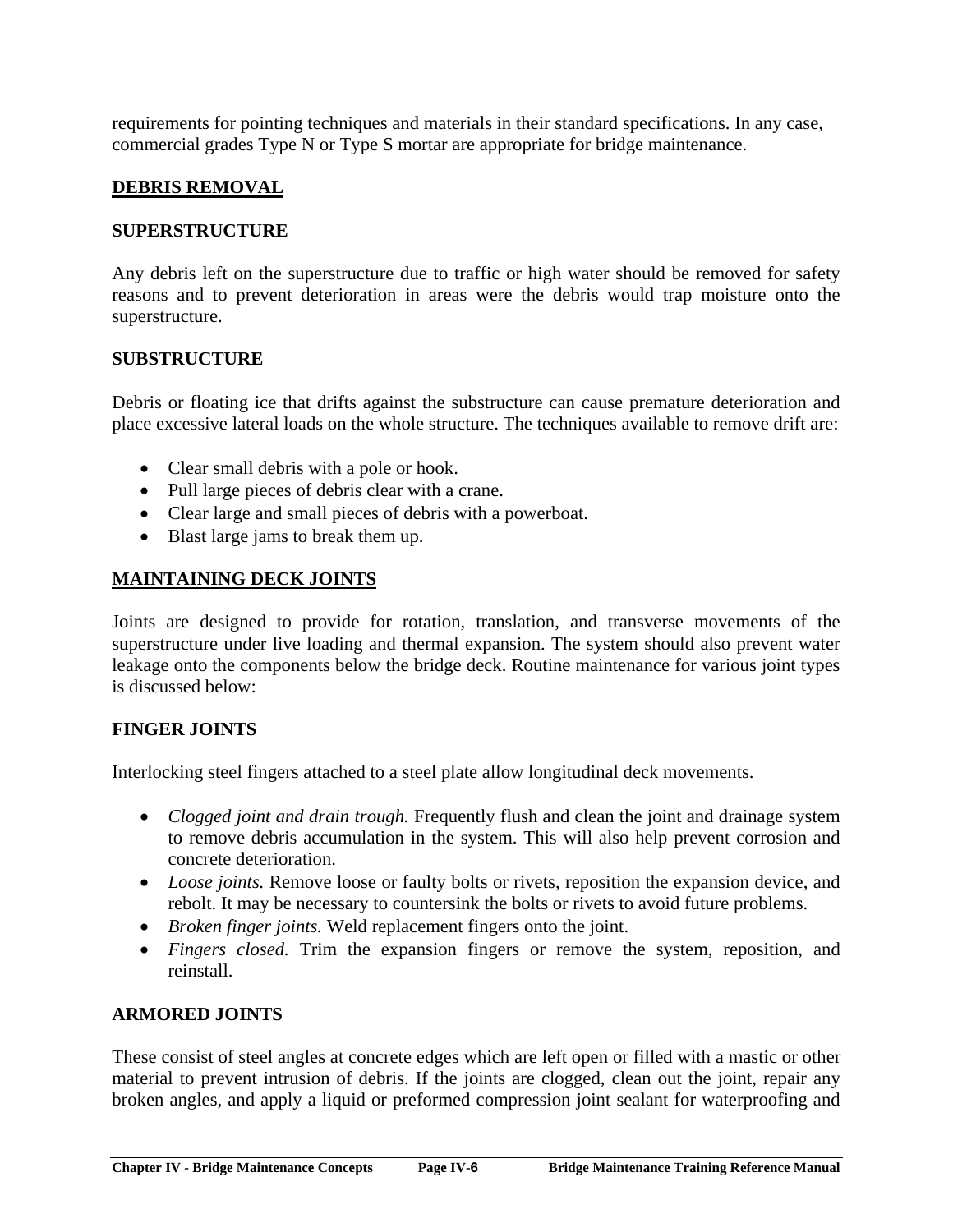requirements for pointing techniques and materials in their standard specifications. In any case, commercial grades Type N or Type S mortar are appropriate for bridge maintenance.

## DEBRIS REMOVAL

### SUPERSTRUCTURE

Any debris left on the superstructure due to traffic or high water should be removed for safety reasons and to prevent deterioration in areas were the debris would trap moisture onto the superstructure.

### SUBSTRUCTURE

Debris or floating ice that drifts against the substructure can cause premature deterioration and place excessive lateral loads on the whole structure. The techniques available to remove drift are:

- Clear small debris with a pole or hook.
- Pull large pieces of debris clear with a crane.
- Clear large and small pieces of debris with a powerboat.
- Blast large jams to break them up.

## MAINTAINING DECK JOINTS

Joints are designed to provide for rotation, translation, and transverse movements of the superstructure under live loading and thermal expansion. The system should also prevent water leakage onto the components below the bridge deck. Routine maintenance for various joint types is discussed below:

### FINGER JOINTS

Interlocking steel fingers attached to a steel plate allow longitudinal deck movements.

- *Clogged joint and drain trough.* Frequently flush and clean the joint and drainage system to remove debris accumulation in the system. This will also help prevent corrosion and concrete deterioration.
- *Loose joints.* Remove loose or faulty bolts or rivets, reposition the expansion device, and rebolt. It may be necessary to countersink the bolts or rivets to avoid future problems.
- *Broken finger joints.* Weld replacement fingers onto the joint.
- *Fingers closed.* Trim the expansion fingers or remove the system, reposition, and reinstall.

### ARMORED JOINTS

These consist of steel angles at concrete edges which are left open or filled with a mastic or other material to prevent intrusion of debris. If the joints are clogged, clean out the joint, repair any broken angles, and apply a liquid or preformed compression joint sealant for waterproofing and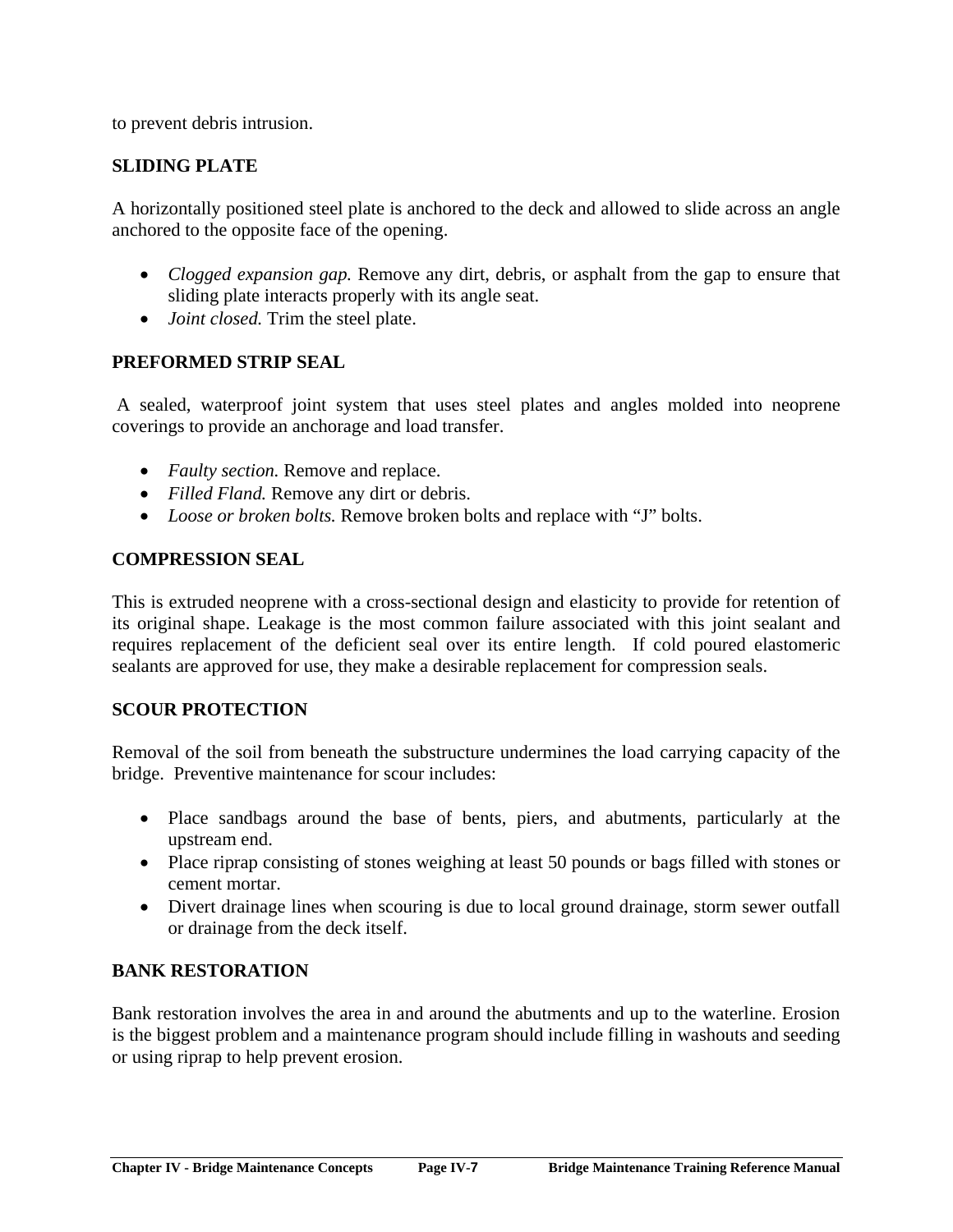to prevent debris intrusion.

## SLIDING PLATE

A horizontally positioned steel plate is anchored to the deck and allowed to slide across an angle anchored to the opposite face of the opening.

- *Clogged expansion gap.* Remove any dirt, debris, or asphalt from the gap to ensure that sliding plate interacts properly with its angle seat.
- *Joint closed.* Trim the steel plate.

## PREFORMED STRIP SEAL

A sealed, waterproof joint system that uses steel plates and angles molded into neoprene coverings to provide an anchorage and load transfer.

- *Faulty section.* Remove and replace.
- *Filled Fland.* Remove any dirt or debris.
- *Loose or broken bolts.* Remove broken bolts and replace with "J" bolts.

## COMPRESSION SEAL

This is extruded neoprene with a cross-sectional design and elasticity to provide for retention of its original shape. Leakage is the most common failure associated with this joint sealant and requires replacement of the deficient seal over its entire length. If cold poured elastomeric sealants are approved for use, they make a desirable replacement for compression seals.

## SCOUR PROTECTION

Removal of the soil from beneath the substructure undermines the load carrying capacity of the bridge. Preventive maintenance for scour includes:

- Place sandbags around the base of bents, piers, and abutments, particularly at the upstream end.
- Place riprap consisting of stones weighing at least 50 pounds or bags filled with stones or cement mortar.
- Divert drainage lines when scouring is due to local ground drainage, storm sewer outfall or drainage from the deck itself.

## BANK RESTORATION

Bank restoration involves the area in and around the abutments and up to the waterline. Erosion is the biggest problem and a maintenance program should include filling in washouts and seeding or using riprap to help prevent erosion.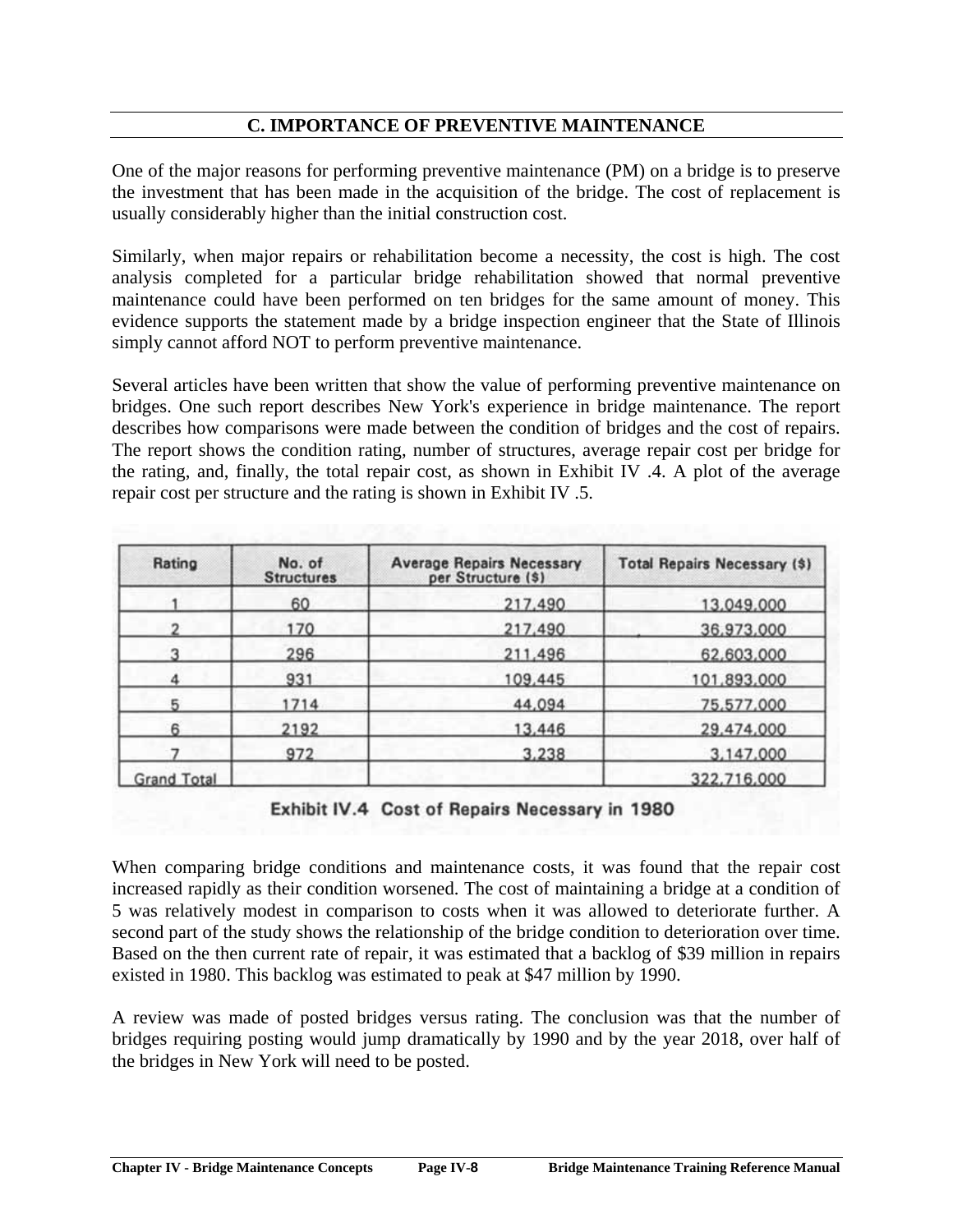## C. IMPORTANCE OF PREVENTIVE MAINTENANCE

One of the major reasons for performing preventive maintenance (PM) on a bridge is to preserve the investment that has been made in the acquisition of the bridge. The cost of replacement is usually considerably higher than the initial construction cost.

Similarly, when major repairs or rehabilitation become a necessity, the cost is high. The cost analysis completed for a particular bridge rehabilitation showed that normal preventive maintenance could have been performed on ten bridges for the same amount of money. This evidence supports the statement made by a bridge inspection engineer that the State of Illinois simply cannot afford NOT to perform preventive maintenance.

Several articles have been written that show the value of performing preventive maintenance on bridges. One such report describes New York's experience in bridge maintenance. The report describes how comparisons were made between the condition of bridges and the cost of repairs. The report shows the condition rating, number of structures, average repair cost per bridge for the rating, and, finally, the total repair cost, as shown in Exhibit IV .4. A plot of the average repair cost per structure and the rating is shown in Exhibit IV .5.

| Rating | No. of Structures | Average Repairs Necessary per Structure ($) | Total Repairs Necessary ($) |
|---|---|---|---|
| 1 | 60 | 217,490 | 13,049,000 |
| 2 | 170 | 217,490 | 36,973,000 |
| 3 | 296 | 211,496 | 62,603,000 |
| 4 | 931 | 109,445 | 101,893,000 |
| 5 | 1714 | 44,094 | 75,577,000 |
| 6 | 2192 | 13,446 | 29,474,000 |
| 7 | 972 | 3,238 | 3,147,000 |
| Grand Total | | | 322,716,000 |

Exhibit IV.4 Cost of Repairs Necessary in 1980

When comparing bridge conditions and maintenance costs, it was found that the repair cost increased rapidly as their condition worsened. The cost of maintaining a bridge at a condition of 5 was relatively modest in comparison to costs when it was allowed to deteriorate further. A second part of the study shows the relationship of the bridge condition to deterioration over time. Based on the then current rate of repair, it was estimated that a backlog of $39 million in repairs existed in 1980. This backlog was estimated to peak at $47 million by 1990.

A review was made of posted bridges versus rating. The conclusion was that the number of bridges requiring posting would jump dramatically by 1990 and by the year 2018, over half of the bridges in New York will need to be posted.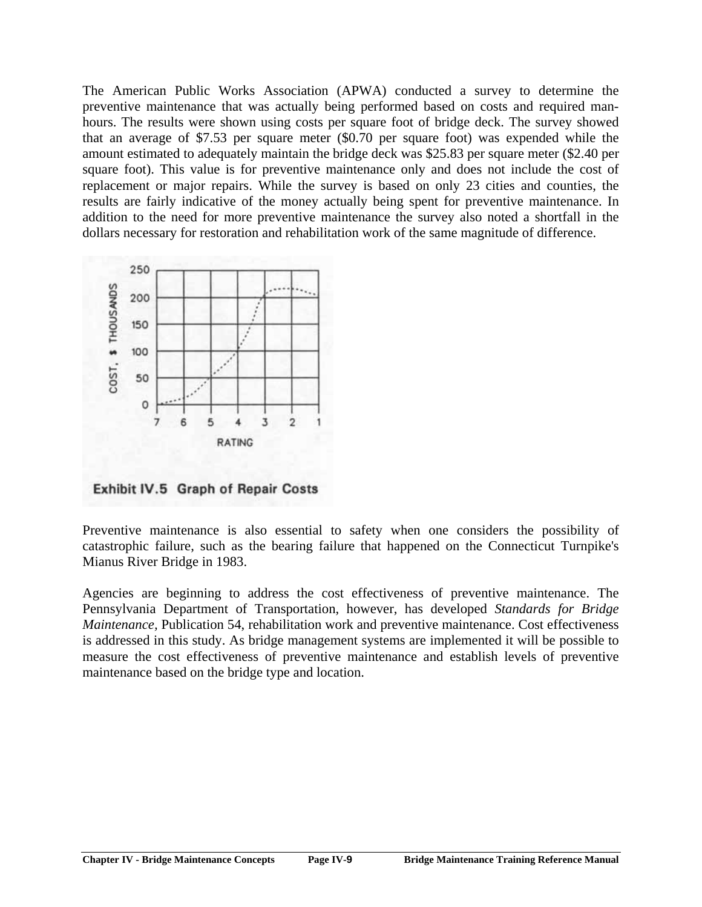The American Public Works Association (APWA) conducted a survey to determine the preventive maintenance that was actually being performed based on costs and required man-hours. The results were shown using costs per square foot of bridge deck. The survey showed that an average of $7.53 per square meter ($0.70 per square foot) was expended while the amount estimated to adequately maintain the bridge deck was $25.83 per square meter ($2.40 per square foot). This value is for preventive maintenance only and does not include the cost of replacement or major repairs. While the survey is based on only 23 cities and counties, the results are fairly indicative of the money actually being spent for preventive maintenance. In addition to the need for more preventive maintenance the survey also noted a shortfall in the dollars necessary for restoration and rehabilitation work of the same magnitude of difference.

**Exhibit IV.5 Graph of Repair Costs**

Preventive maintenance is also essential to safety when one considers the possibility of catastrophic failure, such as the bearing failure that happened on the Connecticut Turnpike's Mianus River Bridge in 1983.

Agencies are beginning to address the cost effectiveness of preventive maintenance. The Pennsylvania Department of Transportation, however, has developed *Standards for Bridge Maintenance*, Publication 54, rehabilitation work and preventive maintenance. Cost effectiveness is addressed in this study. As bridge management systems are implemented it will be possible to measure the cost effectiveness of preventive maintenance and establish levels of preventive maintenance based on the bridge type and location.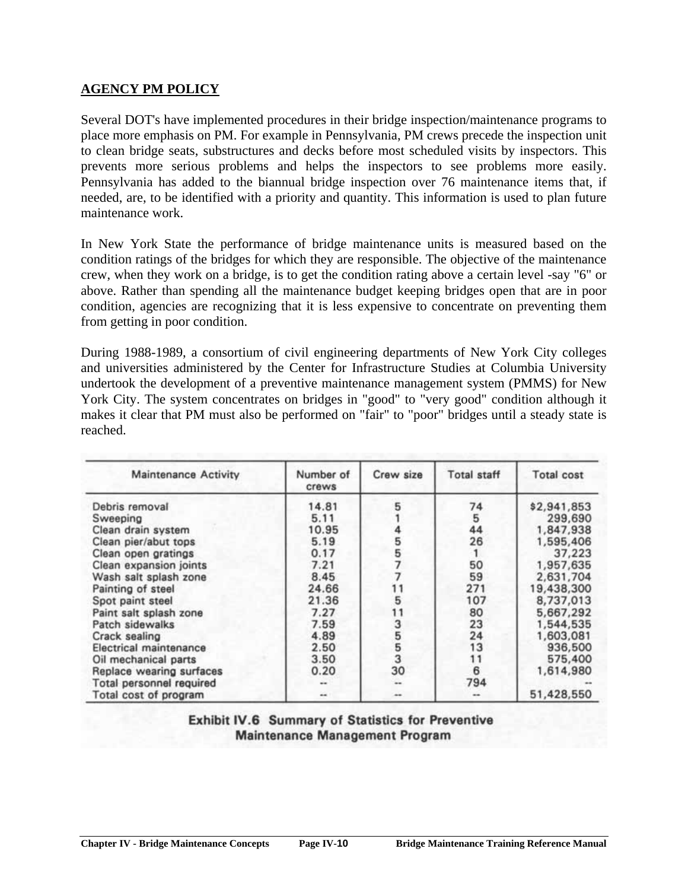## AGENCY PM POLICY

Several DOT's have implemented procedures in their bridge inspection/maintenance programs to place more emphasis on PM. For example in Pennsylvania, PM crews precede the inspection unit to clean bridge seats, substructures and decks before most scheduled visits by inspectors. This prevents more serious problems and helps the inspectors to see problems more easily. Pennsylvania has added to the biannual bridge inspection over 76 maintenance items that, if needed, are, to be identified with a priority and quantity. This information is used to plan future maintenance work.

In New York State the performance of bridge maintenance units is measured based on the condition ratings of the bridges for which they are responsible. The objective of the maintenance crew, when they work on a bridge, is to get the condition rating above a certain level -say "6" or above. Rather than spending all the maintenance budget keeping bridges open that are in poor condition, agencies are recognizing that it is less expensive to concentrate on preventing them from getting in poor condition.

During 1988-1989, a consortium of civil engineering departments of New York City colleges and universities administered by the Center for Infrastructure Studies at Columbia University undertook the development of a preventive maintenance management system (PMMS) for New York City. The system concentrates on bridges in "good" to "very good" condition although it makes it clear that PM must also be performed on "fair" to "poor" bridges until a steady state is reached.

| Maintenance Activity | Number of crews | Crew size | Total staff | Total cost |
|---|---|---|---|---|
| Debris removal | 14.81 | 5 | 74 | $2,941,853 |
| Sweeping | 5.11 | 1 | 5 | 299,690 |
| Clean drain system | 10.95 | 4 | 44 | 1,847,938 |
| Clean pier/abut tops | 5.19 | 5 | 26 | 1,595,406 |
| Clean open gratings | 0.17 | 5 | 1 | 37,223 |
| Clean expansion joints | 7.21 | 7 | 50 | 1,957,635 |
| Wash salt splash zone | 8.45 | 7 | 59 | 2,631,704 |
| Painting of steel | 24.66 | 11 | 271 | 19,438,300 |
| Spot paint steel | 21.36 | 5 | 107 | 8,737,013 |
| Paint salt splash zone | 7.27 | 11 | 80 | 5,667,292 |
| Patch sidewalks | 7.59 | 3 | 23 | 1,544,535 |
| Crack sealing | 4.89 | 5 | 24 | 1,603,081 |
| Electrical maintenance | 2.50 | 5 | 13 | 936,500 |
| Oil mechanical parts | 3.50 | 3 | 11 | 575,400 |
| Replace wearing surfaces | 0.20 | 30 | 6 | 1,614,980 |
| Total personnel required | -- | -- | 794 | -- |
| Total cost of program | -- | -- | -- | 51,428,550 |

**Exhibit IV.6 Summary of Statistics for Preventive Maintenance Management Program**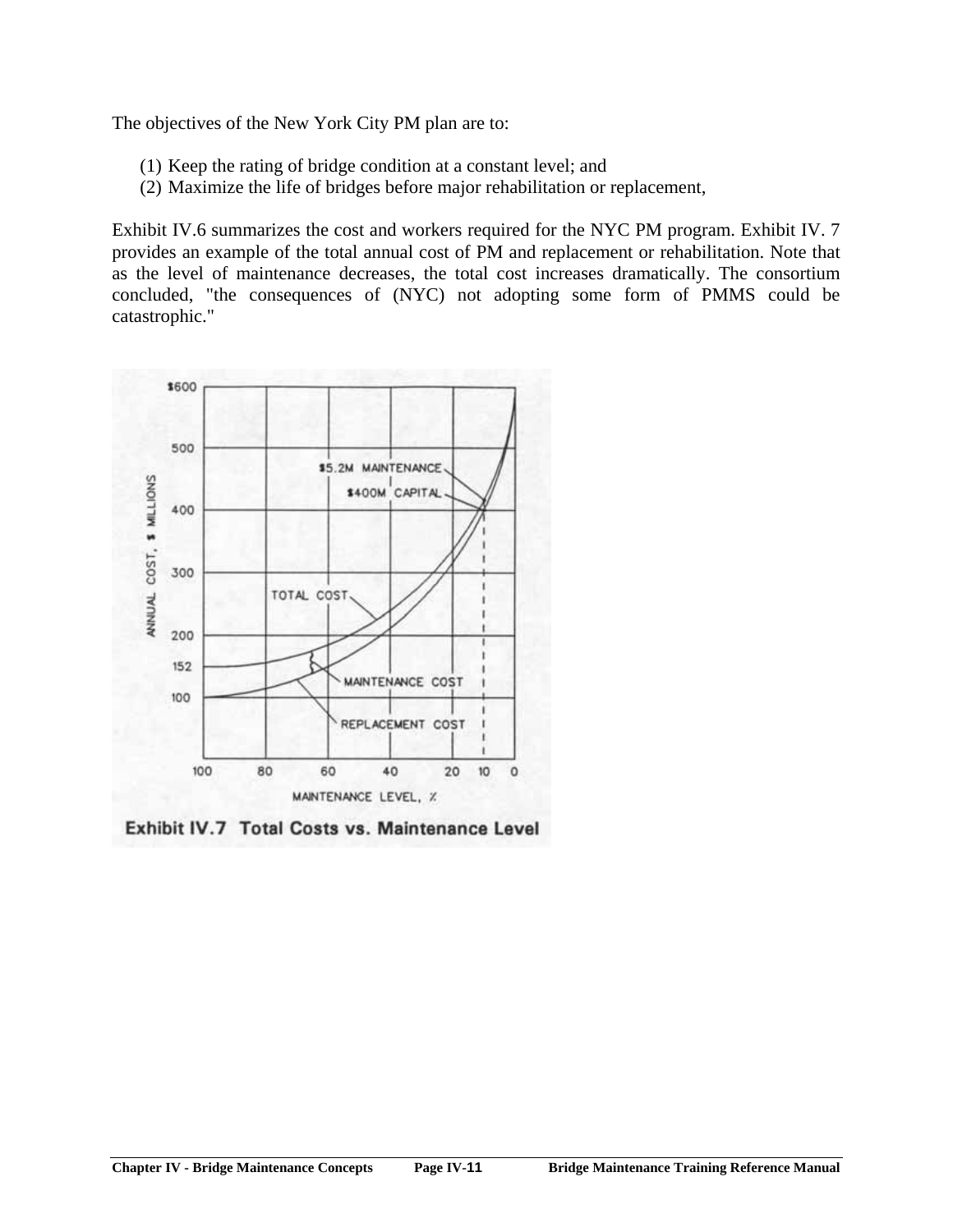The objectives of the New York City PM plan are to:

(1) Keep the rating of bridge condition at a constant level; and
(2) Maximize the life of bridges before major rehabilitation or replacement,

Exhibit IV.6 summarizes the cost and workers required for the NYC PM program. Exhibit IV. 7 provides an example of the total annual cost of PM and replacement or rehabilitation. Note that as the level of maintenance decreases, the total cost increases dramatically. The consortium concluded, "the consequences of (NYC) not adopting some form of PMMS could be catastrophic."

$600
500
400
300
200
152
100

ANNUAL COST, $ MILLIONS

$5.2M MAINTENANCE
$400M CAPITAL
TOTAL COST
MAINTENANCE COST
REPLACEMENT COST

100 80 60 40 20 10 0

MAINTENANCE LEVEL, %

**Exhibit IV.7 Total Costs vs. Maintenance Level**